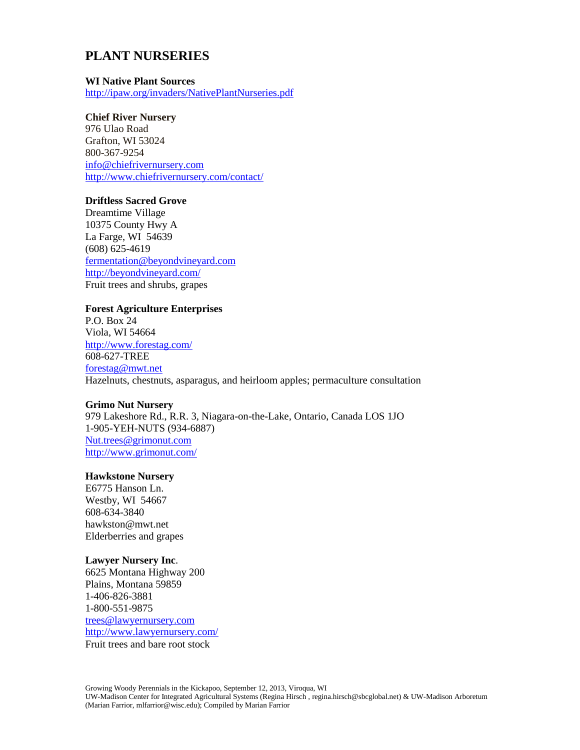# PLANT NURSERIES

**WI Native Plant Sources**
http://ipaw.org/invaders/NativePlantNurseries.pdf

**Chief River Nursery**
976 Ulao Road
Grafton, WI 53024
800-367-9254
info@chiefrivernursery.com
http://www.chiefrivernursery.com/contact/

**Driftless Sacred Grove**
Dreamtime Village
10375 County Hwy A
La Farge, WI 54639
(608) 625-4619
fermentation@beyondvineyard.com
http://beyondvineyard.com/
Fruit trees and shrubs, grapes

**Forest Agriculture Enterprises**
P.O. Box 24
Viola, WI 54664
http://www.forestag.com/
608-627-TREE
forestag@mwt.net
Hazelnuts, chestnuts, asparagus, and heirloom apples; permaculture consultation

**Grimo Nut Nursery**
979 Lakeshore Rd., R.R. 3, Niagara-on-the-Lake, Ontario, Canada LOS 1JO
1-905-YEH-NUTS (934-6887)
Nut.trees@grimonut.com
http://www.grimonut.com/

**Hawkstone Nursery**
E6775 Hanson Ln.
Westby, WI 54667
608-634-3840
hawkston@mwt.net
Elderberries and grapes

**Lawyer Nursery Inc**.
6625 Montana Highway 200
Plains, Montana 59859
1-406-826-3881
1-800-551-9875
trees@lawyernursery.com
http://www.lawyernursery.com/
Fruit trees and bare root stock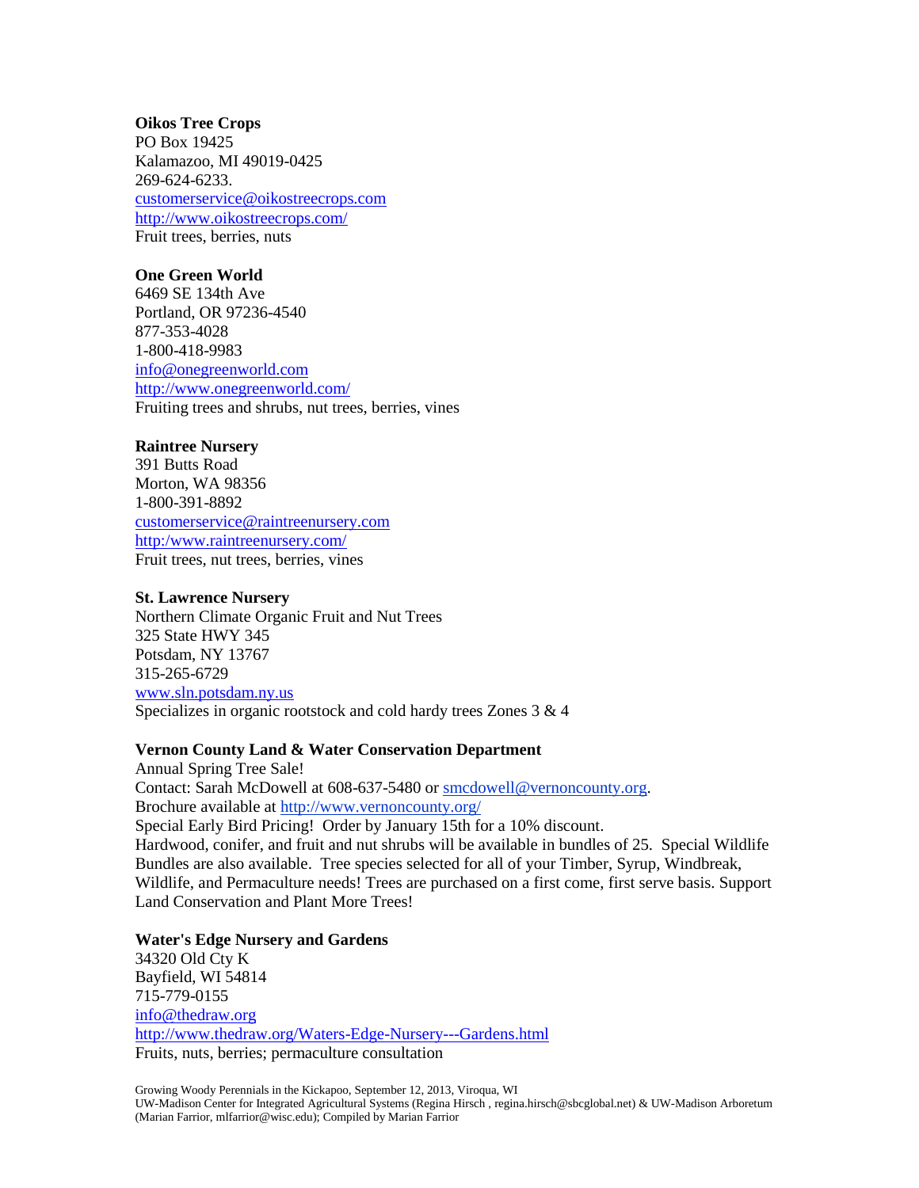**Oikos Tree Crops**
PO Box 19425
Kalamazoo, MI 49019-0425
269-624-6233.
customerservice@oikostreecrops.com
http://www.oikostreecrops.com/
Fruit trees, berries, nuts

**One Green World**
6469 SE 134th Ave
Portland, OR 97236-4540
877-353-4028
1-800-418-9983
info@onegreenworld.com
http://www.onegreenworld.com/
Fruiting trees and shrubs, nut trees, berries, vines

**Raintree Nursery**
391 Butts Road
Morton, WA 98356
1-800-391-8892
customerservice@raintreenursery.com
http:/www.raintreenursery.com/
Fruit trees, nut trees, berries, vines

**St. Lawrence Nursery**
Northern Climate Organic Fruit and Nut Trees
325 State HWY 345
Potsdam, NY 13767
315-265-6729
www.sln.potsdam.ny.us
Specializes in organic rootstock and cold hardy trees Zones 3 & 4

**Vernon County Land & Water Conservation Department**
Annual Spring Tree Sale!
Contact: Sarah McDowell at 608-637-5480 or smcdowell@vernoncounty.org.
Brochure available at http://www.vernoncounty.org/
Special Early Bird Pricing! Order by January 15th for a 10% discount.
Hardwood, conifer, and fruit and nut shrubs will be available in bundles of 25. Special Wildlife Bundles are also available. Tree species selected for all of your Timber, Syrup, Windbreak, Wildlife, and Permaculture needs! Trees are purchased on a first come, first serve basis. Support Land Conservation and Plant More Trees!

**Water's Edge Nursery and Gardens**
34320 Old Cty K
Bayfield, WI 54814
715-779-0155
info@thedraw.org
http://www.thedraw.org/Waters-Edge-Nursery---Gardens.html
Fruits, nuts, berries; permaculture consultation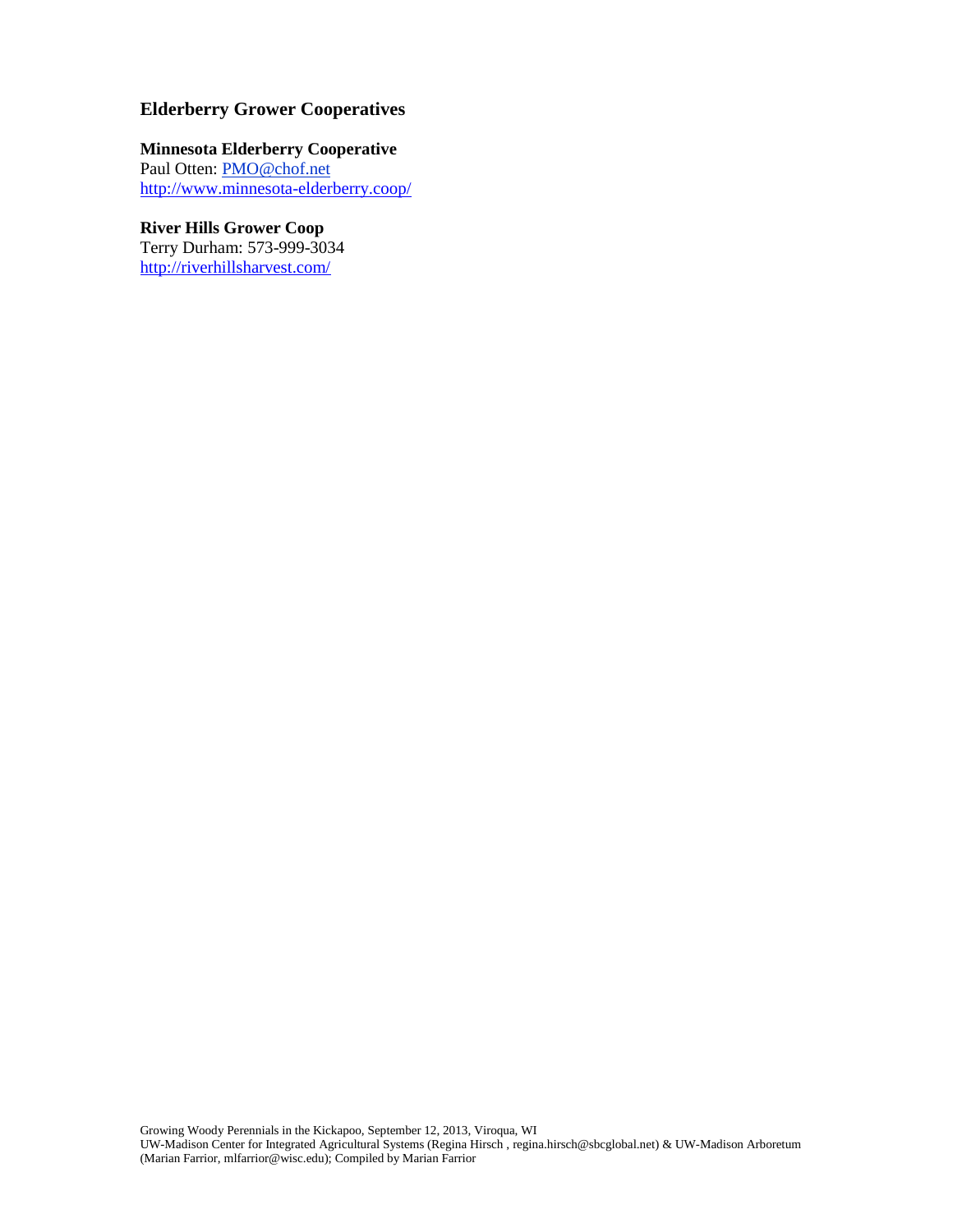## Elderberry Grower Cooperatives

**Minnesota Elderberry Cooperative**
Paul Otten: PMO@chof.net
http://www.minnesota-elderberry.coop/

**River Hills Grower Coop**
Terry Durham: 573-999-3034
http://riverhillsharvest.com/